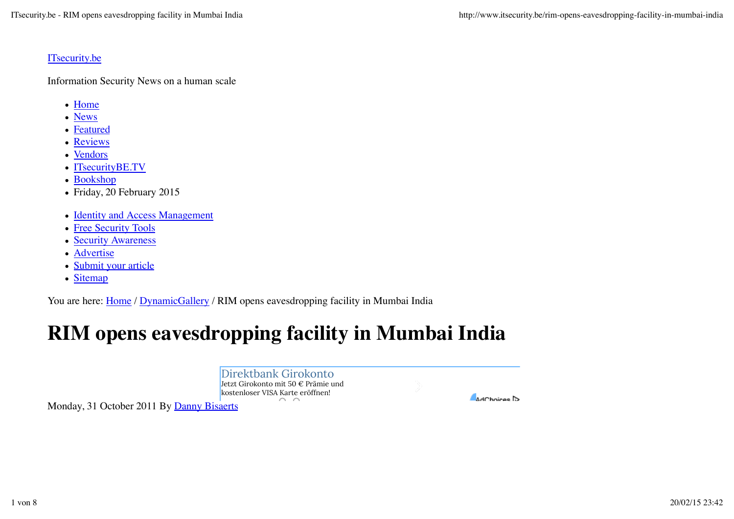ITsecurity.be

Information Security News on a human scale

- Home
- News
- Featured
- Reviews
- Vendors
- ITsecurityBE.TV
- Bookshop
- Friday, 20 February 2015

- Identity and Access Management
- Free Security Tools
- Security Awareness
- Advertise
- Submit your article
- Sitemap

You are here: Home / DynamicGallery / RIM opens eavesdropping facility in Mumbai India

# RIM opens eavesdropping facility in Mumbai India

Direktbank Girokonto
Jetzt Girokonto mit 50 € Prämie und kostenloser VISA Karte eröffnen!

AdChoices

Monday, 31 October 2011 By Danny Bisaerts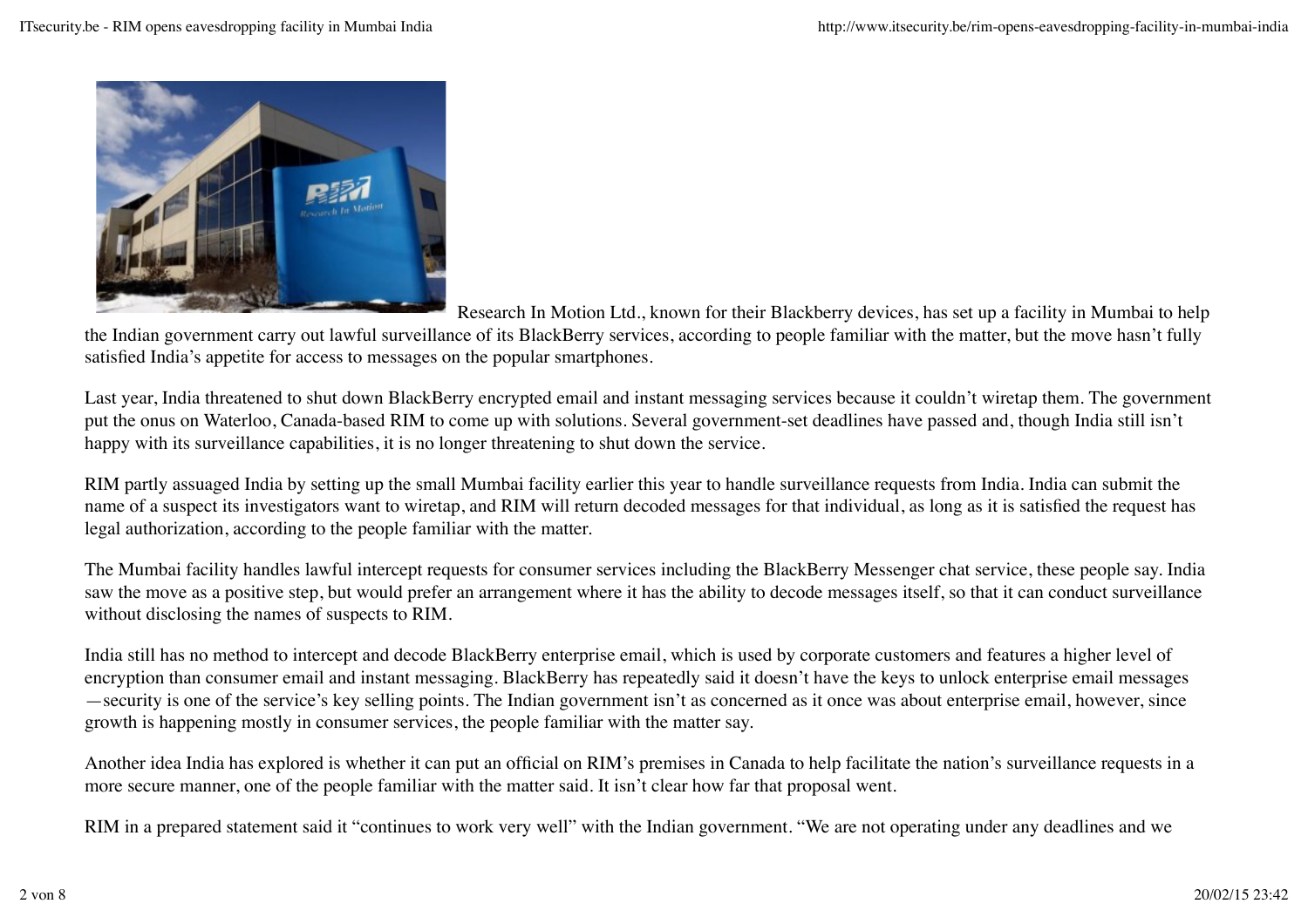Research In Motion Ltd., known for their Blackberry devices, has set up a facility in Mumbai to help the Indian government carry out lawful surveillance of its BlackBerry services, according to people familiar with the matter, but the move hasn't fully satisfied India's appetite for access to messages on the popular smartphones.

Last year, India threatened to shut down BlackBerry encrypted email and instant messaging services because it couldn't wiretap them. The government put the onus on Waterloo, Canada-based RIM to come up with solutions. Several government-set deadlines have passed and, though India still isn't happy with its surveillance capabilities, it is no longer threatening to shut down the service.

RIM partly assuaged India by setting up the small Mumbai facility earlier this year to handle surveillance requests from India. India can submit the name of a suspect its investigators want to wiretap, and RIM will return decoded messages for that individual, as long as it is satisfied the request has legal authorization, according to the people familiar with the matter.

The Mumbai facility handles lawful intercept requests for consumer services including the BlackBerry Messenger chat service, these people say. India saw the move as a positive step, but would prefer an arrangement where it has the ability to decode messages itself, so that it can conduct surveillance without disclosing the names of suspects to RIM.

India still has no method to intercept and decode BlackBerry enterprise email, which is used by corporate customers and features a higher level of encryption than consumer email and instant messaging. BlackBerry has repeatedly said it doesn't have the keys to unlock enterprise email messages—security is one of the service's key selling points. The Indian government isn't as concerned as it once was about enterprise email, however, since growth is happening mostly in consumer services, the people familiar with the matter say.

Another idea India has explored is whether it can put an official on RIM's premises in Canada to help facilitate the nation's surveillance requests in a more secure manner, one of the people familiar with the matter said. It isn't clear how far that proposal went.

RIM in a prepared statement said it "continues to work very well" with the Indian government. "We are not operating under any deadlines and we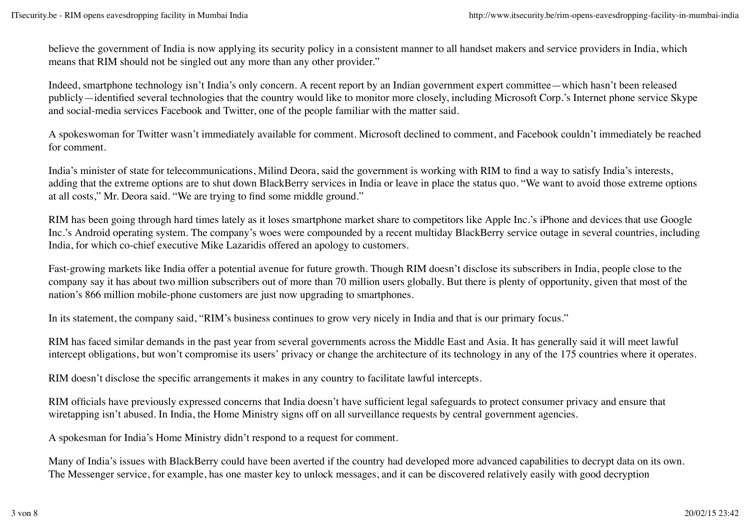believe the government of India is now applying its security policy in a consistent manner to all handset makers and service providers in India, which means that RIM should not be singled out any more than any other provider."

Indeed, smartphone technology isn't India's only concern. A recent report by an Indian government expert committee—which hasn't been released publicly—identified several technologies that the country would like to monitor more closely, including Microsoft Corp.'s Internet phone service Skype and social-media services Facebook and Twitter, one of the people familiar with the matter said.

A spokeswoman for Twitter wasn't immediately available for comment. Microsoft declined to comment, and Facebook couldn't immediately be reached for comment.

India's minister of state for telecommunications, Milind Deora, said the government is working with RIM to find a way to satisfy India's interests, adding that the extreme options are to shut down BlackBerry services in India or leave in place the status quo. "We want to avoid those extreme options at all costs," Mr. Deora said. "We are trying to find some middle ground."

RIM has been going through hard times lately as it loses smartphone market share to competitors like Apple Inc.'s iPhone and devices that use Google Inc.'s Android operating system. The company's woes were compounded by a recent multiday BlackBerry service outage in several countries, including India, for which co-chief executive Mike Lazaridis offered an apology to customers.

Fast-growing markets like India offer a potential avenue for future growth. Though RIM doesn't disclose its subscribers in India, people close to the company say it has about two million subscribers out of more than 70 million users globally. But there is plenty of opportunity, given that most of the nation's 866 million mobile-phone customers are just now upgrading to smartphones.

In its statement, the company said, "RIM's business continues to grow very nicely in India and that is our primary focus."

RIM has faced similar demands in the past year from several governments across the Middle East and Asia. It has generally said it will meet lawful intercept obligations, but won't compromise its users' privacy or change the architecture of its technology in any of the 175 countries where it operates.

RIM doesn't disclose the specific arrangements it makes in any country to facilitate lawful intercepts.

RIM officials have previously expressed concerns that India doesn't have sufficient legal safeguards to protect consumer privacy and ensure that wiretapping isn't abused. In India, the Home Ministry signs off on all surveillance requests by central government agencies.

A spokesman for India's Home Ministry didn't respond to a request for comment.

Many of India's issues with BlackBerry could have been averted if the country had developed more advanced capabilities to decrypt data on its own. The Messenger service, for example, has one master key to unlock messages, and it can be discovered relatively easily with good decryption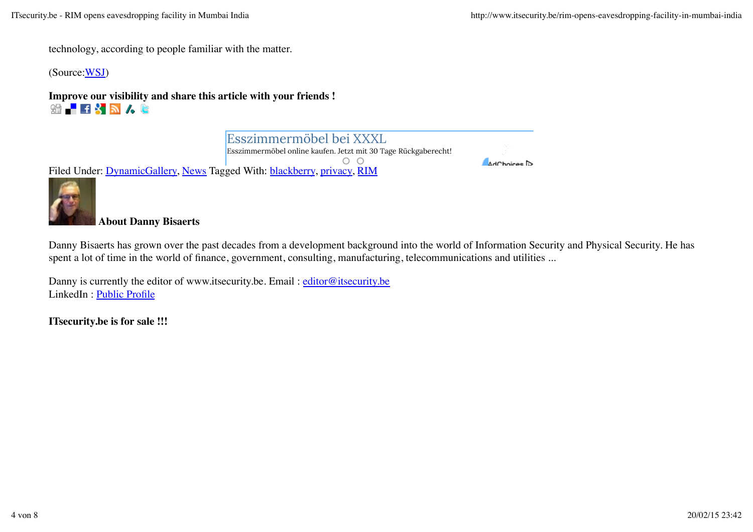technology, according to people familiar with the matter.

(Source:WSJ)

**Improve our visibility and share this article with your friends !**

Esszimmermöbel bei XXXL
Esszimmermöbel online kaufen. Jetzt mit 30 Tage Rückgaberecht!

AdChoices

Filed Under: DynamicGallery, News Tagged With: blackberry, privacy, RIM

**About Danny Bisaerts**

Danny Bisaerts has grown over the past decades from a development background into the world of Information Security and Physical Security. He has spent a lot of time in the world of finance, government, consulting, manufacturing, telecommunications and utilities ...

Danny is currently the editor of www.itsecurity.be. Email : editor@itsecurity.be
LinkedIn : Public Profile

**ITsecurity.be is for sale !!!**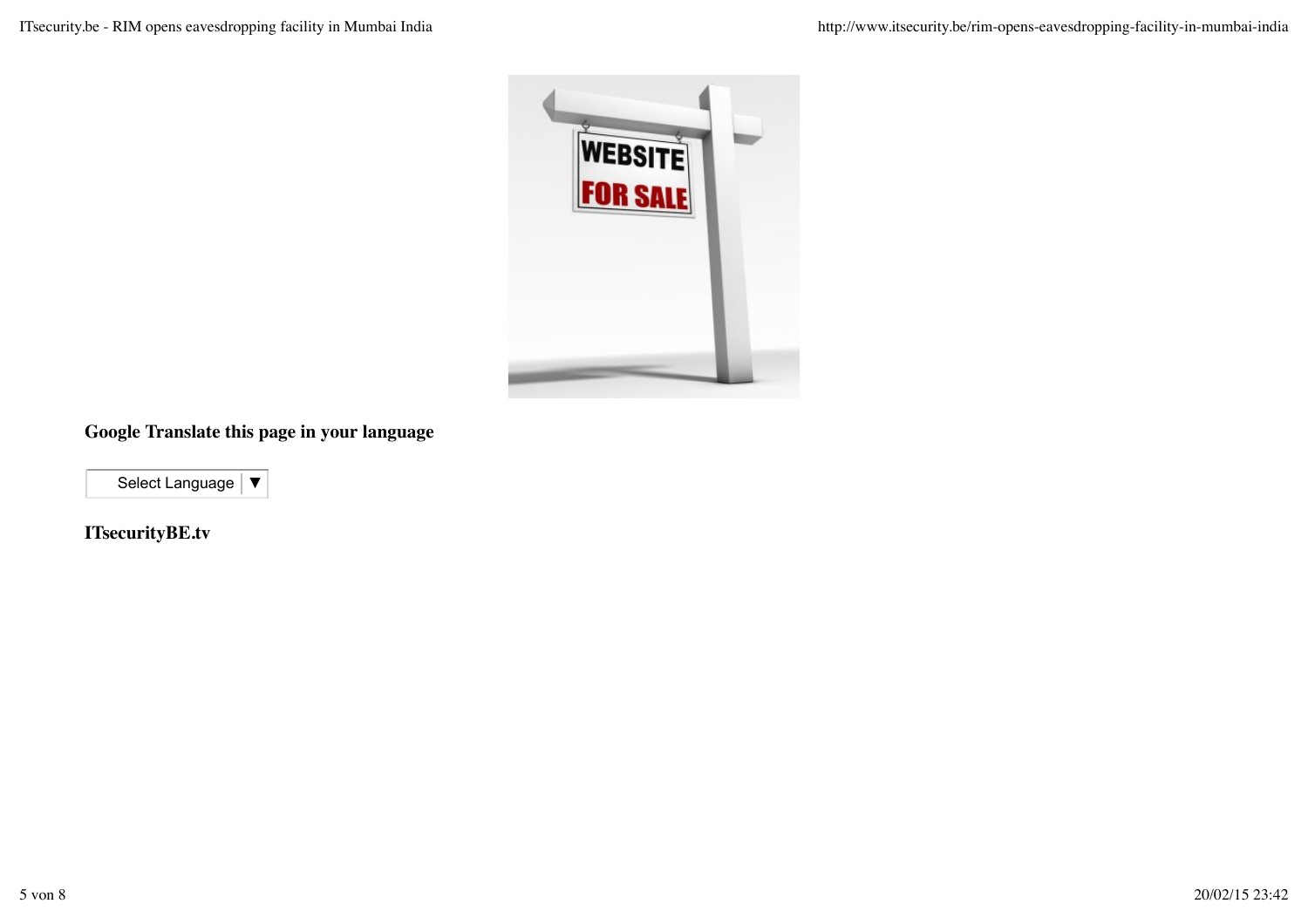**Google Translate this page in your language**

Select Language ▼

**ITsecurityBE.tv**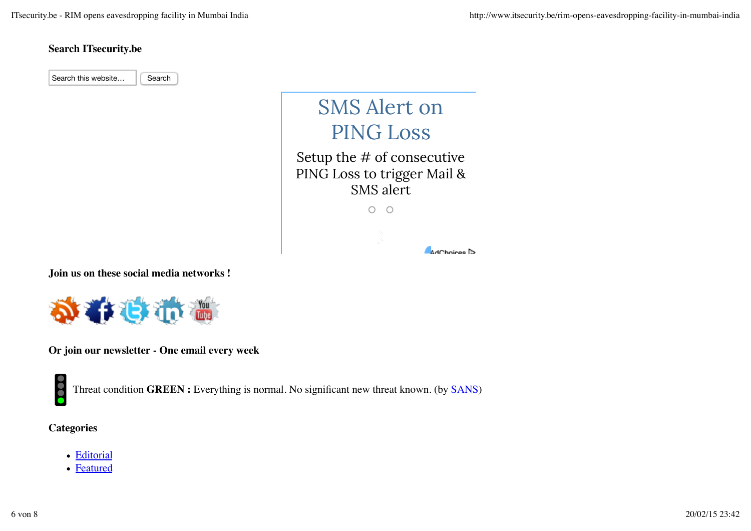### Search ITsecurity.be

Search this website… Search

SMS Alert on PING Loss

Setup the # of consecutive PING Loss to trigger Mail & SMS alert

AdChoices

### Join us on these social media networks !

### Or join our newsletter - One email every week

Threat condition **GREEN :** Everything is normal. No significant new threat known. (by SANS)

### Categories

- Editorial
- Featured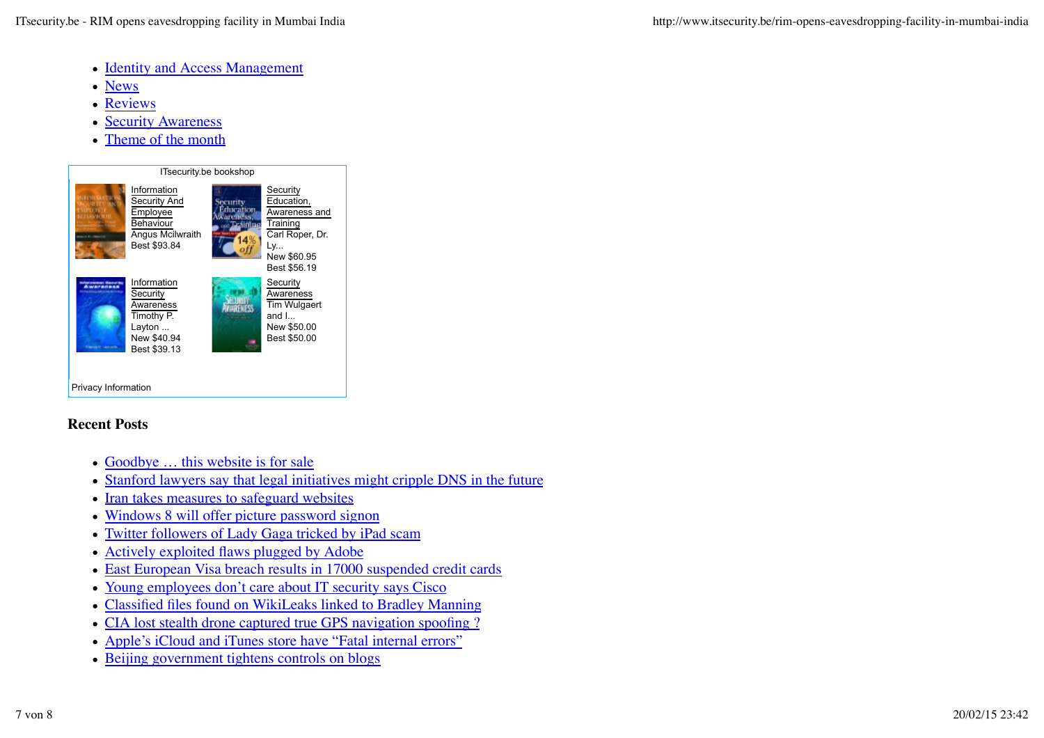- Identity and Access Management
- News
- Reviews
- Security Awareness
- Theme of the month

ITsecurity.be bookshop

Information Security And Employee Behaviour
Angus Mcilwraith
Best $93.84

Security Education, Awareness and Training
Carl Roper, Dr. Ly...
New $60.95
Best $56.19

Information Security Awareness
Timothy P. Layton ...
New $40.94
Best $39.13

Security Awareness
Tim Wulgaert and I...
New $50.00
Best $50.00

Privacy Information

## Recent Posts

- Goodbye … this website is for sale
- Stanford lawyers say that legal initiatives might cripple DNS in the future
- Iran takes measures to safeguard websites
- Windows 8 will offer picture password signon
- Twitter followers of Lady Gaga tricked by iPad scam
- Actively exploited flaws plugged by Adobe
- East European Visa breach results in 17000 suspended credit cards
- Young employees don't care about IT security says Cisco
- Classified files found on WikiLeaks linked to Bradley Manning
- CIA lost stealth drone captured true GPS navigation spoofing ?
- Apple's iCloud and iTunes store have "Fatal internal errors"
- Beijing government tightens controls on blogs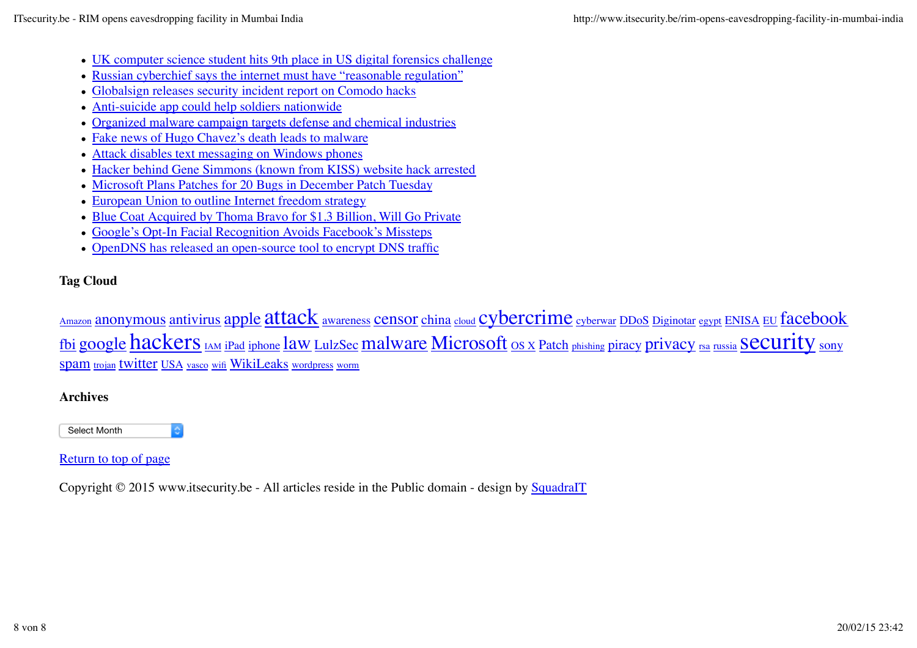- UK computer science student hits 9th place in US digital forensics challenge
- Russian cyberchief says the internet must have "reasonable regulation"
- Globalsign releases security incident report on Comodo hacks
- Anti-suicide app could help soldiers nationwide
- Organized malware campaign targets defense and chemical industries
- Fake news of Hugo Chavez's death leads to malware
- Attack disables text messaging on Windows phones
- Hacker behind Gene Simmons (known from KISS) website hack arrested
- Microsoft Plans Patches for 20 Bugs in December Patch Tuesday
- European Union to outline Internet freedom strategy
- Blue Coat Acquired by Thoma Bravo for $1.3 Billion, Will Go Private
- Google's Opt-In Facial Recognition Avoids Facebook's Missteps
- OpenDNS has released an open-source tool to encrypt DNS traffic

### Tag Cloud

Amazon anonymous antivirus apple attack awareness censor china cloud cybercrime cyberwar DDoS Diginotar egypt ENISA EU facebook fbi google hackers IAM iPad iphone law LulzSec malware Microsoft OS X Patch phishing piracy privacy rsa russia security sony spam trojan twitter USA vasco wifi WikiLeaks wordpress worm

### Archives

Select Month

Return to top of page

Copyright © 2015 www.itsecurity.be - All articles reside in the Public domain - design by SquadraIT